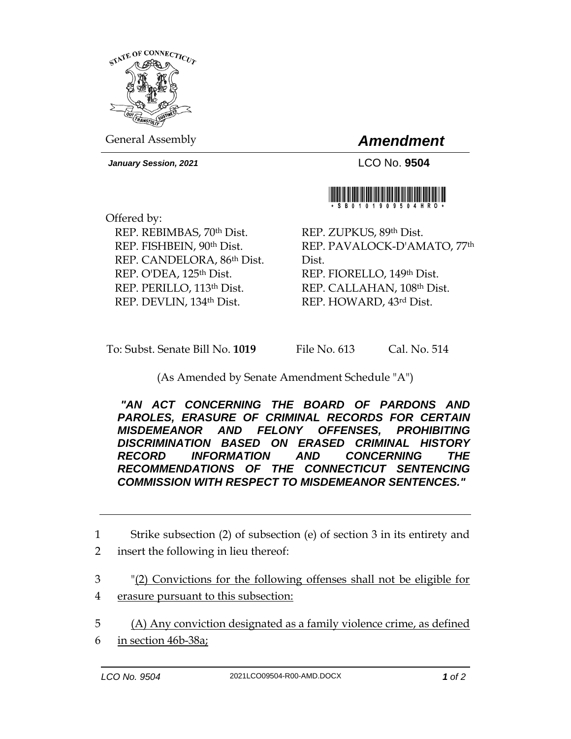STATE OF CONNECTICUT

General Assembly

# *Amendment*

***January Session, 2021***

LCO No. **9504**

Offered by:

REP. REBIMBAS, 70th Dist.
REP. FISHBEIN, 90th Dist.
REP. CANDELORA, 86th Dist.
REP. O'DEA, 125th Dist.
REP. PERILLO, 113th Dist.
REP. DEVLIN, 134th Dist.
REP. ZUPKUS, 89th Dist.
REP. PAVALOCK-D'AMATO, 77th Dist.
REP. FIORELLO, 149th Dist.
REP. CALLAHAN, 108th Dist.
REP. HOWARD, 43rd Dist.

To: Subst. Senate Bill No. **1019** File No. 613 Cal. No. 514

(As Amended by Senate Amendment Schedule "A")

***"AN ACT CONCERNING THE BOARD OF PARDONS AND PAROLES, ERASURE OF CRIMINAL RECORDS FOR CERTAIN MISDEMEANOR AND FELONY OFFENSES, PROHIBITING DISCRIMINATION BASED ON ERASED CRIMINAL HISTORY RECORD INFORMATION AND CONCERNING THE RECOMMENDATIONS OF THE CONNECTICUT SENTENCING COMMISSION WITH RESPECT TO MISDEMEANOR SENTENCES."***

---

1 Strike subsection (2) of subsection (e) of section 3 in its entirety and
2 insert the following in lieu thereof:

3 "(2) Convictions for the following offenses shall not be eligible for
4 erasure pursuant to this subsection:

5 (A) Any conviction designated as a family violence crime, as defined
6 in section 46b-38a;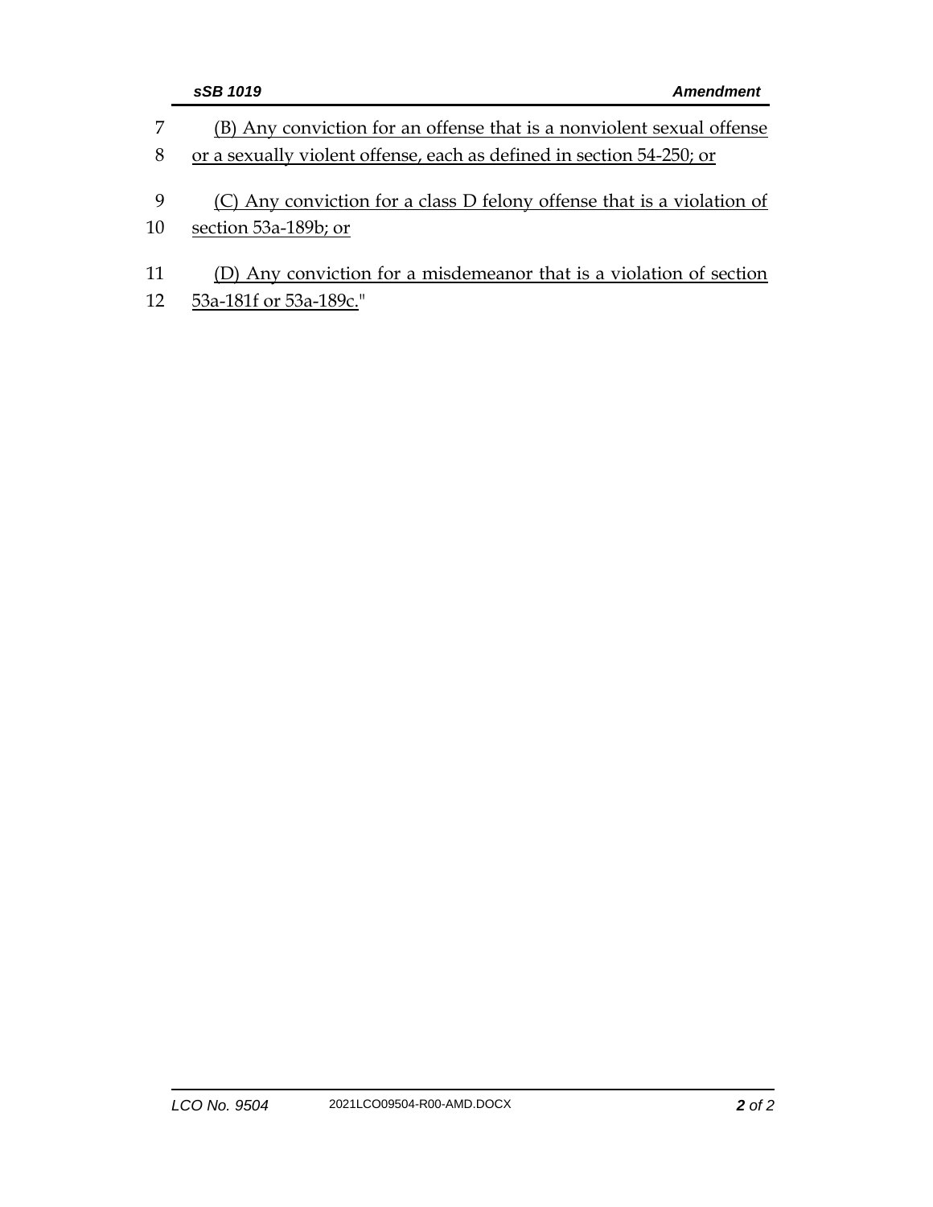(B) Any conviction for an offense that is a nonviolent sexual offense or a sexually violent offense, each as defined in section 54-250; or

(C) Any conviction for a class D felony offense that is a violation of section 53a-189b; or

(D) Any conviction for a misdemeanor that is a violation of section 53a-181f or 53a-189c."